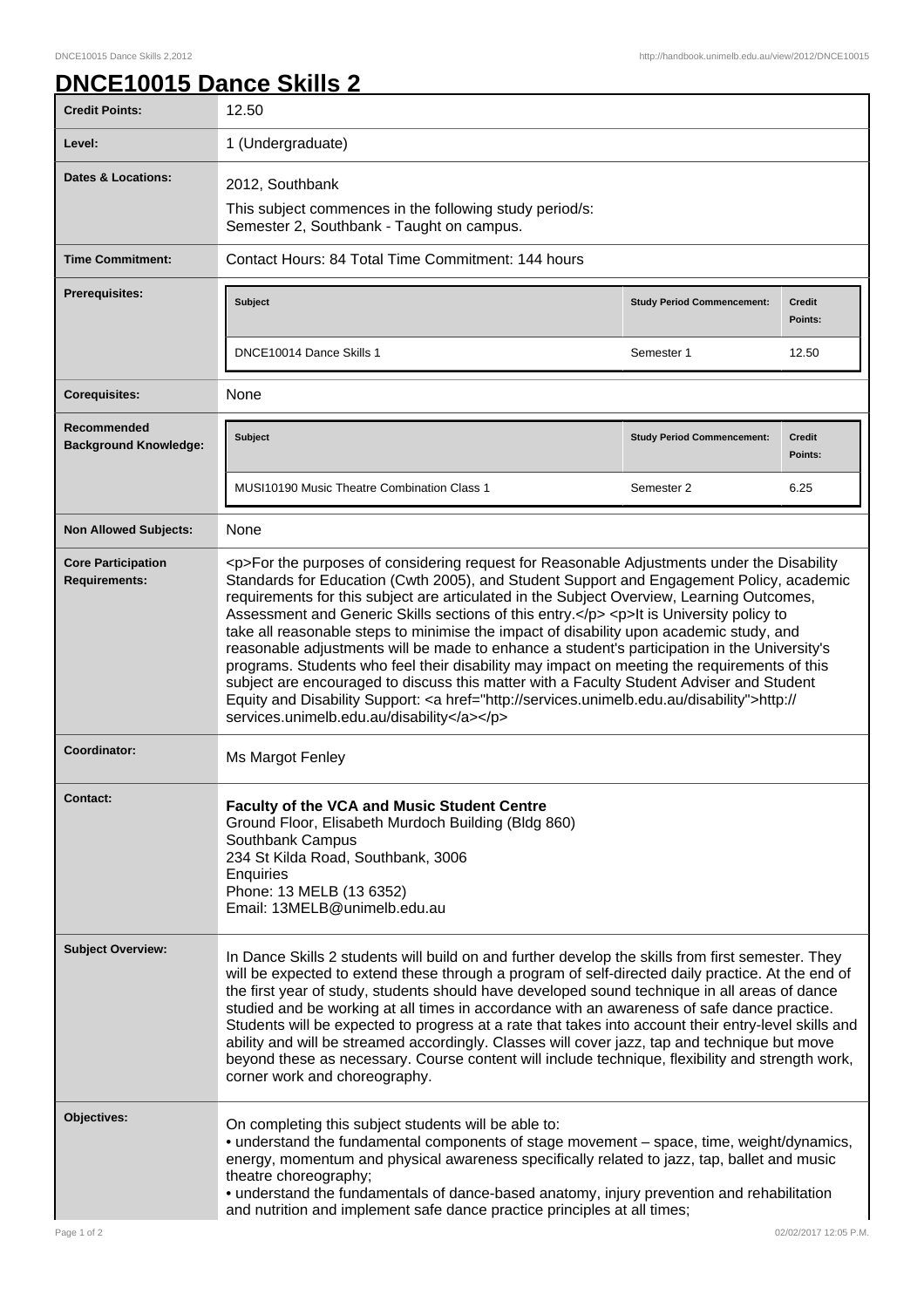# DNCE10015 Dance Skills 2

| | |
|---|---|
| **Credit Points:** | 12.50 |
| **Level:** | 1 (Undergraduate) |
| **Dates & Locations:** | 2012, Southbank<br>This subject commences in the following study period/s:<br>Semester 2, Southbank - Taught on campus. |
| **Time Commitment:** | Contact Hours: 84 Total Time Commitment: 144 hours |
| **Prerequisites:** | **Subject** / **Study Period Commencement:** / **Credit Points:**<br>DNCE10014 Dance Skills 1 / Semester 1 / 12.50 |
| **Corequisites:** | None |
| **Recommended Background Knowledge:** | **Subject** / **Study Period Commencement:** / **Credit Points:**<br>MUSI10190 Music Theatre Combination Class 1 / Semester 2 / 6.25 |
| **Non Allowed Subjects:** | None |
| **Core Participation Requirements:** | <p>For the purposes of considering request for Reasonable Adjustments under the Disability Standards for Education (Cwth 2005), and Student Support and Engagement Policy, academic requirements for this subject are articulated in the Subject Overview, Learning Outcomes, Assessment and Generic Skills sections of this entry.</p> <p>It is University policy to take all reasonable steps to minimise the impact of disability upon academic study, and reasonable adjustments will be made to enhance a student's participation in the University's programs. Students who feel their disability may impact on meeting the requirements of this subject are encouraged to discuss this matter with a Faculty Student Adviser and Student Equity and Disability Support: <a href="http://services.unimelb.edu.au/disability">http://services.unimelb.edu.au/disability</a></p> |
| **Coordinator:** | Ms Margot Fenley |
| **Contact:** | **Faculty of the VCA and Music Student Centre**<br>Ground Floor, Elisabeth Murdoch Building (Bldg 860)<br>Southbank Campus<br>234 St Kilda Road, Southbank, 3006<br>Enquiries<br>Phone: 13 MELB (13 6352)<br>Email: 13MELB@unimelb.edu.au |
| **Subject Overview:** | In Dance Skills 2 students will build on and further develop the skills from first semester. They will be expected to extend these through a program of self-directed daily practice. At the end of the first year of study, students should have developed sound technique in all areas of dance studied and be working at all times in accordance with an awareness of safe dance practice. Students will be expected to progress at a rate that takes into account their entry-level skills and ability and will be streamed accordingly. Classes will cover jazz, tap and technique but move beyond these as necessary. Course content will include technique, flexibility and strength work, corner work and choreography. |
| **Objectives:** | On completing this subject students will be able to:<br>• understand the fundamental components of stage movement – space, time, weight/dynamics, energy, momentum and physical awareness specifically related to jazz, tap, ballet and music theatre choreography;<br>• understand the fundamentals of dance-based anatomy, injury prevention and rehabilitation and nutrition and implement safe dance practice principles at all times; |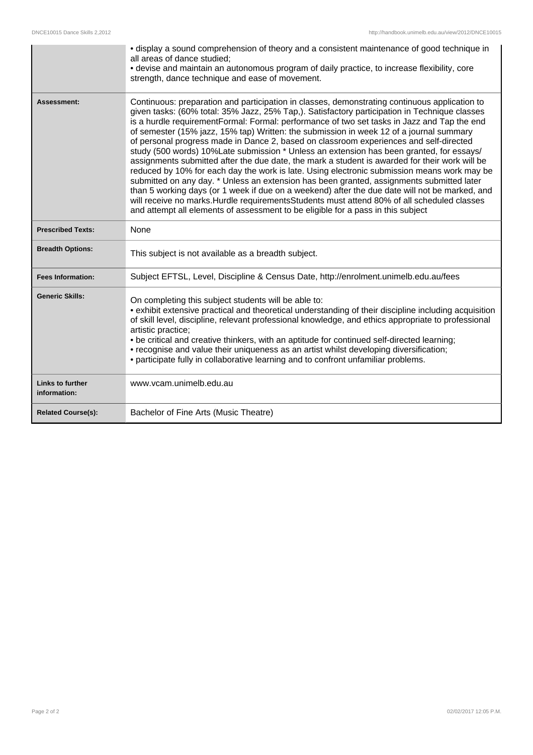| | |
|---|---|
| | • display a sound comprehension of theory and a consistent maintenance of good technique in all areas of dance studied;<br>• devise and maintain an autonomous program of daily practice, to increase flexibility, core strength, dance technique and ease of movement. |
| **Assessment:** | Continuous: preparation and participation in classes, demonstrating continuous application to given tasks: (60% total: 35% Jazz, 25% Tap,). Satisfactory participation in Technique classes is a hurdle requirementFormal: Formal: performance of two set tasks in Jazz and Tap the end of semester (15% jazz, 15% tap) Written: the submission in week 12 of a journal summary of personal progress made in Dance 2, based on classroom experiences and self-directed study (500 words) 10%Late submission * Unless an extension has been granted, for essays/ assignments submitted after the due date, the mark a student is awarded for their work will be reduced by 10% for each day the work is late. Using electronic submission means work may be submitted on any day. * Unless an extension has been granted, assignments submitted later than 5 working days (or 1 week if due on a weekend) after the due date will not be marked, and will receive no marks.Hurdle requirementsStudents must attend 80% of all scheduled classes and attempt all elements of assessment to be eligible for a pass in this subject |
| **Prescribed Texts:** | None |
| **Breadth Options:** | This subject is not available as a breadth subject. |
| **Fees Information:** | Subject EFTSL, Level, Discipline & Census Date, http://enrolment.unimelb.edu.au/fees |
| **Generic Skills:** | On completing this subject students will be able to:<br>• exhibit extensive practical and theoretical understanding of their discipline including acquisition of skill level, discipline, relevant professional knowledge, and ethics appropriate to professional artistic practice;<br>• be critical and creative thinkers, with an aptitude for continued self-directed learning;<br>• recognise and value their uniqueness as an artist whilst developing diversification;<br>• participate fully in collaborative learning and to confront unfamiliar problems. |
| **Links to further information:** | www.vcam.unimelb.edu.au |
| **Related Course(s):** | Bachelor of Fine Arts (Music Theatre) |